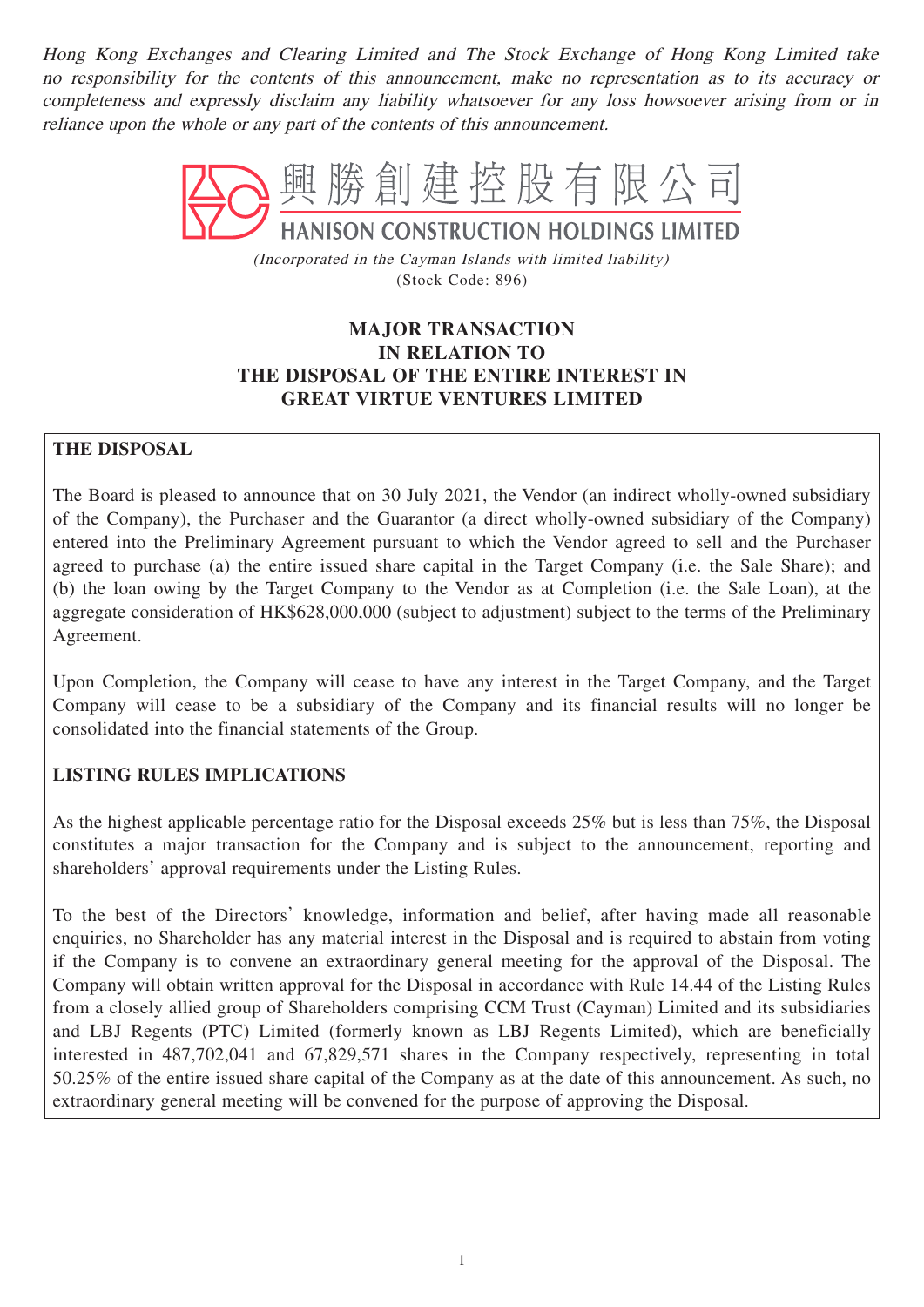*Hong Kong Exchanges and Clearing Limited and The Stock Exchange of Hong Kong Limited take no responsibility for the contents of this announcement, make no representation as to its accuracy or completeness and expressly disclaim any liability whatsoever for any loss howsoever arising from or in reliance upon the whole or any part of the contents of this announcement.*

# 興勝創建控股有限公司
# HANISON CONSTRUCTION HOLDINGS LIMITED

*(Incorporated in the Cayman Islands with limited liability)*
(Stock Code: 896)

## MAJOR TRANSACTION IN RELATION TO THE DISPOSAL OF THE ENTIRE INTEREST IN GREAT VIRTUE VENTURES LIMITED

**THE DISPOSAL**

The Board is pleased to announce that on 30 July 2021, the Vendor (an indirect wholly-owned subsidiary of the Company), the Purchaser and the Guarantor (a direct wholly-owned subsidiary of the Company) entered into the Preliminary Agreement pursuant to which the Vendor agreed to sell and the Purchaser agreed to purchase (a) the entire issued share capital in the Target Company (i.e. the Sale Share); and (b) the loan owing by the Target Company to the Vendor as at Completion (i.e. the Sale Loan), at the aggregate consideration of HK$628,000,000 (subject to adjustment) subject to the terms of the Preliminary Agreement.

Upon Completion, the Company will cease to have any interest in the Target Company, and the Target Company will cease to be a subsidiary of the Company and its financial results will no longer be consolidated into the financial statements of the Group.

**LISTING RULES IMPLICATIONS**

As the highest applicable percentage ratio for the Disposal exceeds 25% but is less than 75%, the Disposal constitutes a major transaction for the Company and is subject to the announcement, reporting and shareholders' approval requirements under the Listing Rules.

To the best of the Directors' knowledge, information and belief, after having made all reasonable enquiries, no Shareholder has any material interest in the Disposal and is required to abstain from voting if the Company is to convene an extraordinary general meeting for the approval of the Disposal. The Company will obtain written approval for the Disposal in accordance with Rule 14.44 of the Listing Rules from a closely allied group of Shareholders comprising CCM Trust (Cayman) Limited and its subsidiaries and LBJ Regents (PTC) Limited (formerly known as LBJ Regents Limited), which are beneficially interested in 487,702,041 and 67,829,571 shares in the Company respectively, representing in total 50.25% of the entire issued share capital of the Company as at the date of this announcement. As such, no extraordinary general meeting will be convened for the purpose of approving the Disposal.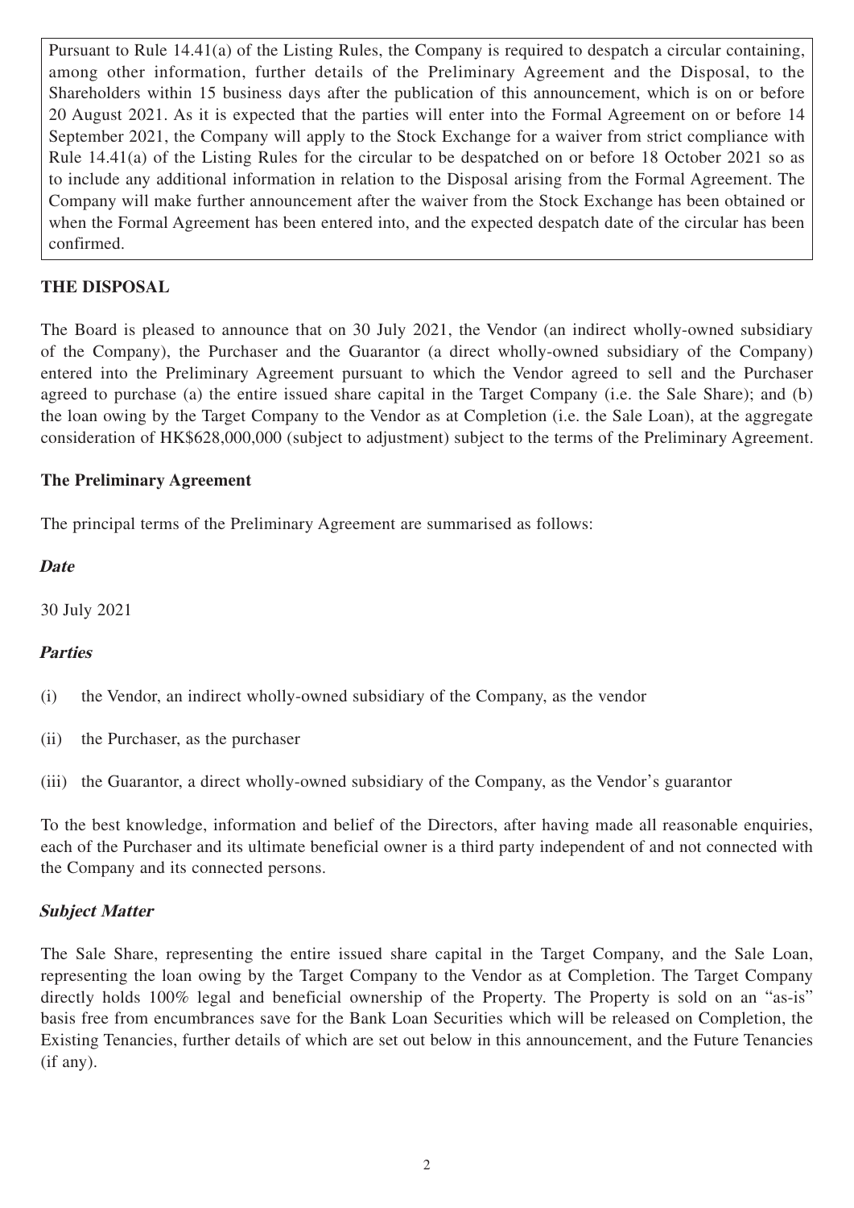Pursuant to Rule 14.41(a) of the Listing Rules, the Company is required to despatch a circular containing, among other information, further details of the Preliminary Agreement and the Disposal, to the Shareholders within 15 business days after the publication of this announcement, which is on or before 20 August 2021. As it is expected that the parties will enter into the Formal Agreement on or before 14 September 2021, the Company will apply to the Stock Exchange for a waiver from strict compliance with Rule 14.41(a) of the Listing Rules for the circular to be despatched on or before 18 October 2021 so as to include any additional information in relation to the Disposal arising from the Formal Agreement. The Company will make further announcement after the waiver from the Stock Exchange has been obtained or when the Formal Agreement has been entered into, and the expected despatch date of the circular has been confirmed.

## THE DISPOSAL

The Board is pleased to announce that on 30 July 2021, the Vendor (an indirect wholly-owned subsidiary of the Company), the Purchaser and the Guarantor (a direct wholly-owned subsidiary of the Company) entered into the Preliminary Agreement pursuant to which the Vendor agreed to sell and the Purchaser agreed to purchase (a) the entire issued share capital in the Target Company (i.e. the Sale Share); and (b) the loan owing by the Target Company to the Vendor as at Completion (i.e. the Sale Loan), at the aggregate consideration of HK$628,000,000 (subject to adjustment) subject to the terms of the Preliminary Agreement.

### The Preliminary Agreement

The principal terms of the Preliminary Agreement are summarised as follows:

#### *Date*

30 July 2021

#### *Parties*

(i) the Vendor, an indirect wholly-owned subsidiary of the Company, as the vendor

(ii) the Purchaser, as the purchaser

(iii) the Guarantor, a direct wholly-owned subsidiary of the Company, as the Vendor's guarantor

To the best knowledge, information and belief of the Directors, after having made all reasonable enquiries, each of the Purchaser and its ultimate beneficial owner is a third party independent of and not connected with the Company and its connected persons.

#### *Subject Matter*

The Sale Share, representing the entire issued share capital in the Target Company, and the Sale Loan, representing the loan owing by the Target Company to the Vendor as at Completion. The Target Company directly holds 100% legal and beneficial ownership of the Property. The Property is sold on an "as-is" basis free from encumbrances save for the Bank Loan Securities which will be released on Completion, the Existing Tenancies, further details of which are set out below in this announcement, and the Future Tenancies (if any).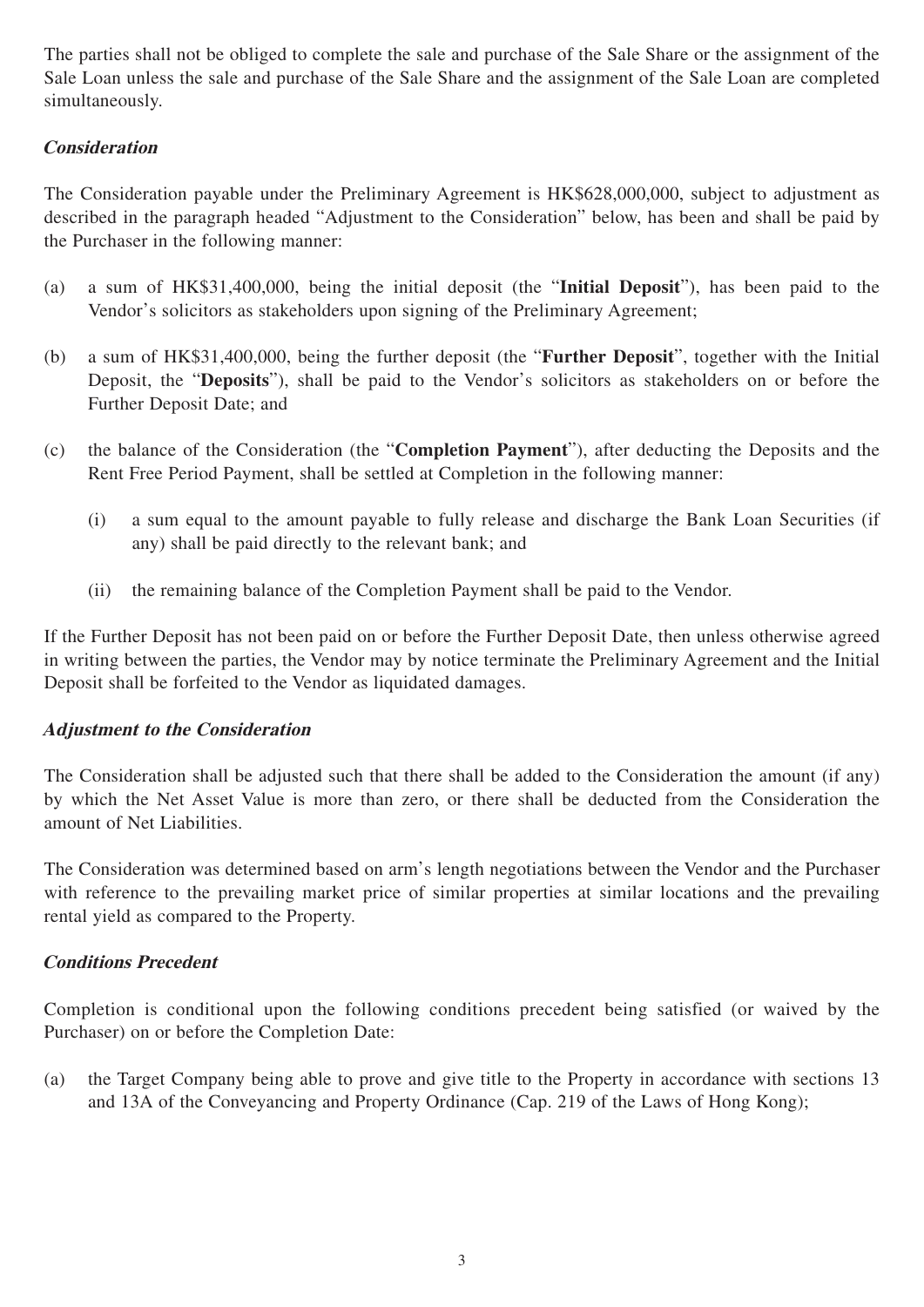The parties shall not be obliged to complete the sale and purchase of the Sale Share or the assignment of the Sale Loan unless the sale and purchase of the Sale Share and the assignment of the Sale Loan are completed simultaneously.

### ***Consideration***

The Consideration payable under the Preliminary Agreement is HK$628,000,000, subject to adjustment as described in the paragraph headed "Adjustment to the Consideration" below, has been and shall be paid by the Purchaser in the following manner:

(a) a sum of HK$31,400,000, being the initial deposit (the "**Initial Deposit**"), has been paid to the Vendor's solicitors as stakeholders upon signing of the Preliminary Agreement;

(b) a sum of HK$31,400,000, being the further deposit (the "**Further Deposit**", together with the Initial Deposit, the "**Deposits**"), shall be paid to the Vendor's solicitors as stakeholders on or before the Further Deposit Date; and

(c) the balance of the Consideration (the "**Completion Payment**"), after deducting the Deposits and the Rent Free Period Payment, shall be settled at Completion in the following manner:

    (i) a sum equal to the amount payable to fully release and discharge the Bank Loan Securities (if any) shall be paid directly to the relevant bank; and

    (ii) the remaining balance of the Completion Payment shall be paid to the Vendor.

If the Further Deposit has not been paid on or before the Further Deposit Date, then unless otherwise agreed in writing between the parties, the Vendor may by notice terminate the Preliminary Agreement and the Initial Deposit shall be forfeited to the Vendor as liquidated damages.

### ***Adjustment to the Consideration***

The Consideration shall be adjusted such that there shall be added to the Consideration the amount (if any) by which the Net Asset Value is more than zero, or there shall be deducted from the Consideration the amount of Net Liabilities.

The Consideration was determined based on arm's length negotiations between the Vendor and the Purchaser with reference to the prevailing market price of similar properties at similar locations and the prevailing rental yield as compared to the Property.

### ***Conditions Precedent***

Completion is conditional upon the following conditions precedent being satisfied (or waived by the Purchaser) on or before the Completion Date:

(a) the Target Company being able to prove and give title to the Property in accordance with sections 13 and 13A of the Conveyancing and Property Ordinance (Cap. 219 of the Laws of Hong Kong);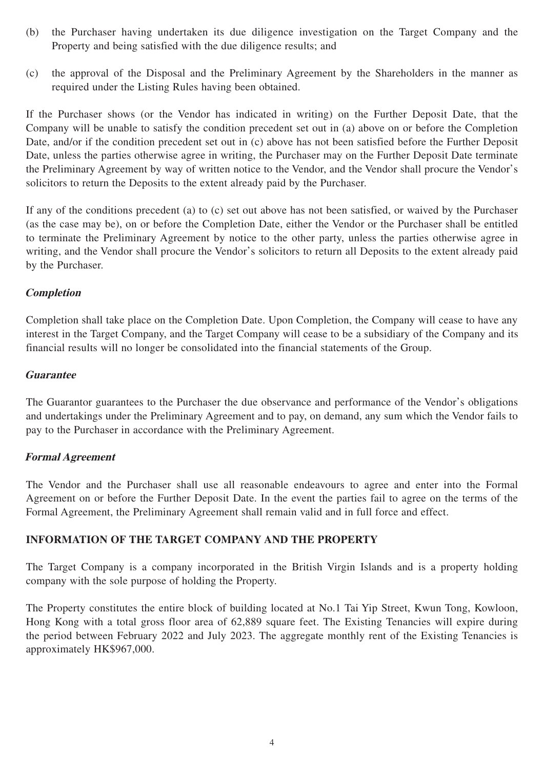(b) the Purchaser having undertaken its due diligence investigation on the Target Company and the Property and being satisfied with the due diligence results; and

(c) the approval of the Disposal and the Preliminary Agreement by the Shareholders in the manner as required under the Listing Rules having been obtained.

If the Purchaser shows (or the Vendor has indicated in writing) on the Further Deposit Date, that the Company will be unable to satisfy the condition precedent set out in (a) above on or before the Completion Date, and/or if the condition precedent set out in (c) above has not been satisfied before the Further Deposit Date, unless the parties otherwise agree in writing, the Purchaser may on the Further Deposit Date terminate the Preliminary Agreement by way of written notice to the Vendor, and the Vendor shall procure the Vendor's solicitors to return the Deposits to the extent already paid by the Purchaser.

If any of the conditions precedent (a) to (c) set out above has not been satisfied, or waived by the Purchaser (as the case may be), on or before the Completion Date, either the Vendor or the Purchaser shall be entitled to terminate the Preliminary Agreement by notice to the other party, unless the parties otherwise agree in writing, and the Vendor shall procure the Vendor's solicitors to return all Deposits to the extent already paid by the Purchaser.

***Completion***

Completion shall take place on the Completion Date. Upon Completion, the Company will cease to have any interest in the Target Company, and the Target Company will cease to be a subsidiary of the Company and its financial results will no longer be consolidated into the financial statements of the Group.

***Guarantee***

The Guarantor guarantees to the Purchaser the due observance and performance of the Vendor's obligations and undertakings under the Preliminary Agreement and to pay, on demand, any sum which the Vendor fails to pay to the Purchaser in accordance with the Preliminary Agreement.

***Formal Agreement***

The Vendor and the Purchaser shall use all reasonable endeavours to agree and enter into the Formal Agreement on or before the Further Deposit Date. In the event the parties fail to agree on the terms of the Formal Agreement, the Preliminary Agreement shall remain valid and in full force and effect.

## INFORMATION OF THE TARGET COMPANY AND THE PROPERTY

The Target Company is a company incorporated in the British Virgin Islands and is a property holding company with the sole purpose of holding the Property.

The Property constitutes the entire block of building located at No.1 Tai Yip Street, Kwun Tong, Kowloon, Hong Kong with a total gross floor area of 62,889 square feet. The Existing Tenancies will expire during the period between February 2022 and July 2023. The aggregate monthly rent of the Existing Tenancies is approximately HK$967,000.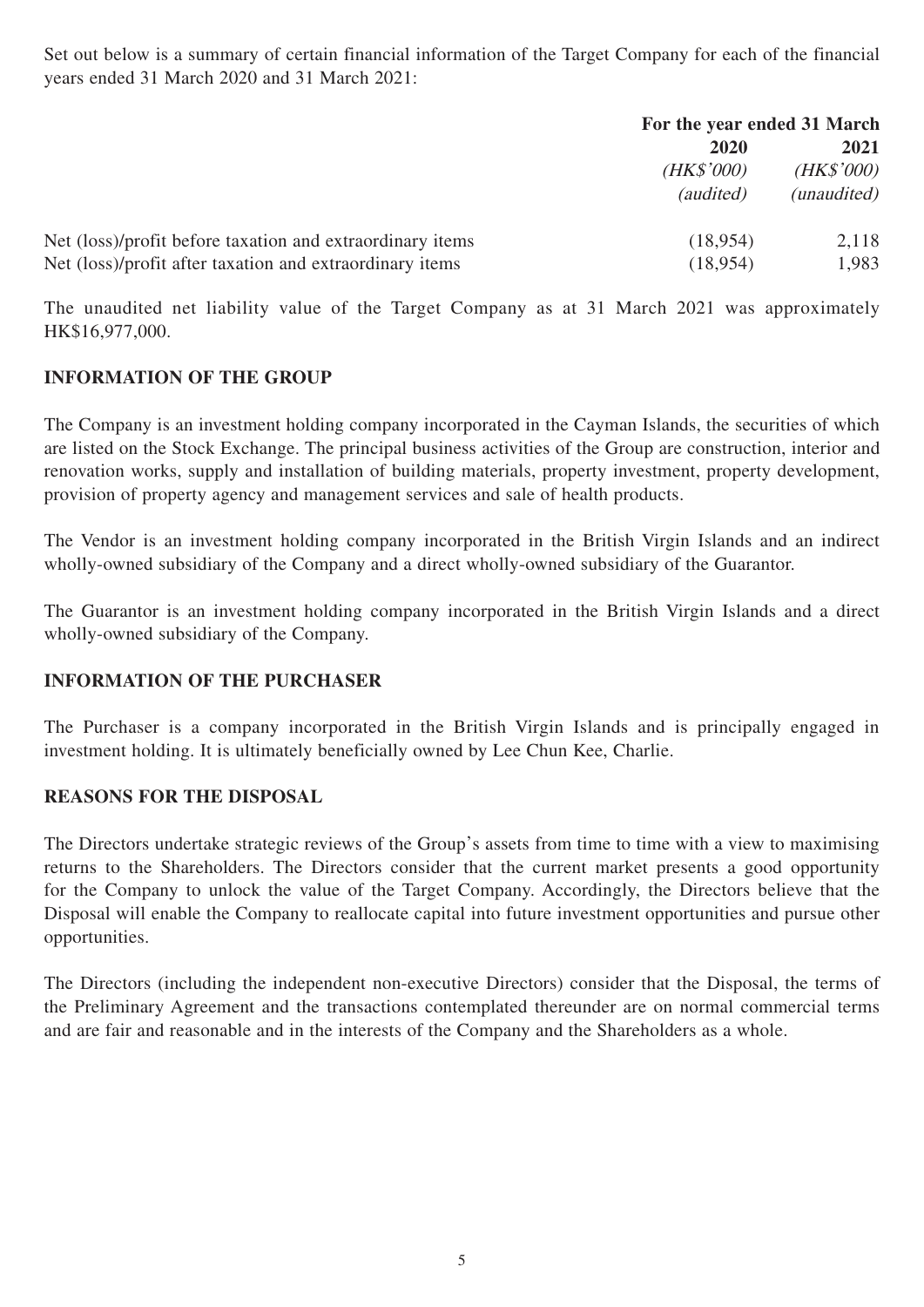Set out below is a summary of certain financial information of the Target Company for each of the financial years ended 31 March 2020 and 31 March 2021:

| | For the year ended 31 March | |
|---|---|---|
| | **2020** | **2021** |
| | *(HK$'000)* | *(HK$'000)* |
| | *(audited)* | *(unaudited)* |
| Net (loss)/profit before taxation and extraordinary items | (18,954) | 2,118 |
| Net (loss)/profit after taxation and extraordinary items | (18,954) | 1,983 |

The unaudited net liability value of the Target Company as at 31 March 2021 was approximately HK$16,977,000.

## INFORMATION OF THE GROUP

The Company is an investment holding company incorporated in the Cayman Islands, the securities of which are listed on the Stock Exchange. The principal business activities of the Group are construction, interior and renovation works, supply and installation of building materials, property investment, property development, provision of property agency and management services and sale of health products.

The Vendor is an investment holding company incorporated in the British Virgin Islands and an indirect wholly-owned subsidiary of the Company and a direct wholly-owned subsidiary of the Guarantor.

The Guarantor is an investment holding company incorporated in the British Virgin Islands and a direct wholly-owned subsidiary of the Company.

## INFORMATION OF THE PURCHASER

The Purchaser is a company incorporated in the British Virgin Islands and is principally engaged in investment holding. It is ultimately beneficially owned by Lee Chun Kee, Charlie.

## REASONS FOR THE DISPOSAL

The Directors undertake strategic reviews of the Group's assets from time to time with a view to maximising returns to the Shareholders. The Directors consider that the current market presents a good opportunity for the Company to unlock the value of the Target Company. Accordingly, the Directors believe that the Disposal will enable the Company to reallocate capital into future investment opportunities and pursue other opportunities.

The Directors (including the independent non-executive Directors) consider that the Disposal, the terms of the Preliminary Agreement and the transactions contemplated thereunder are on normal commercial terms and are fair and reasonable and in the interests of the Company and the Shareholders as a whole.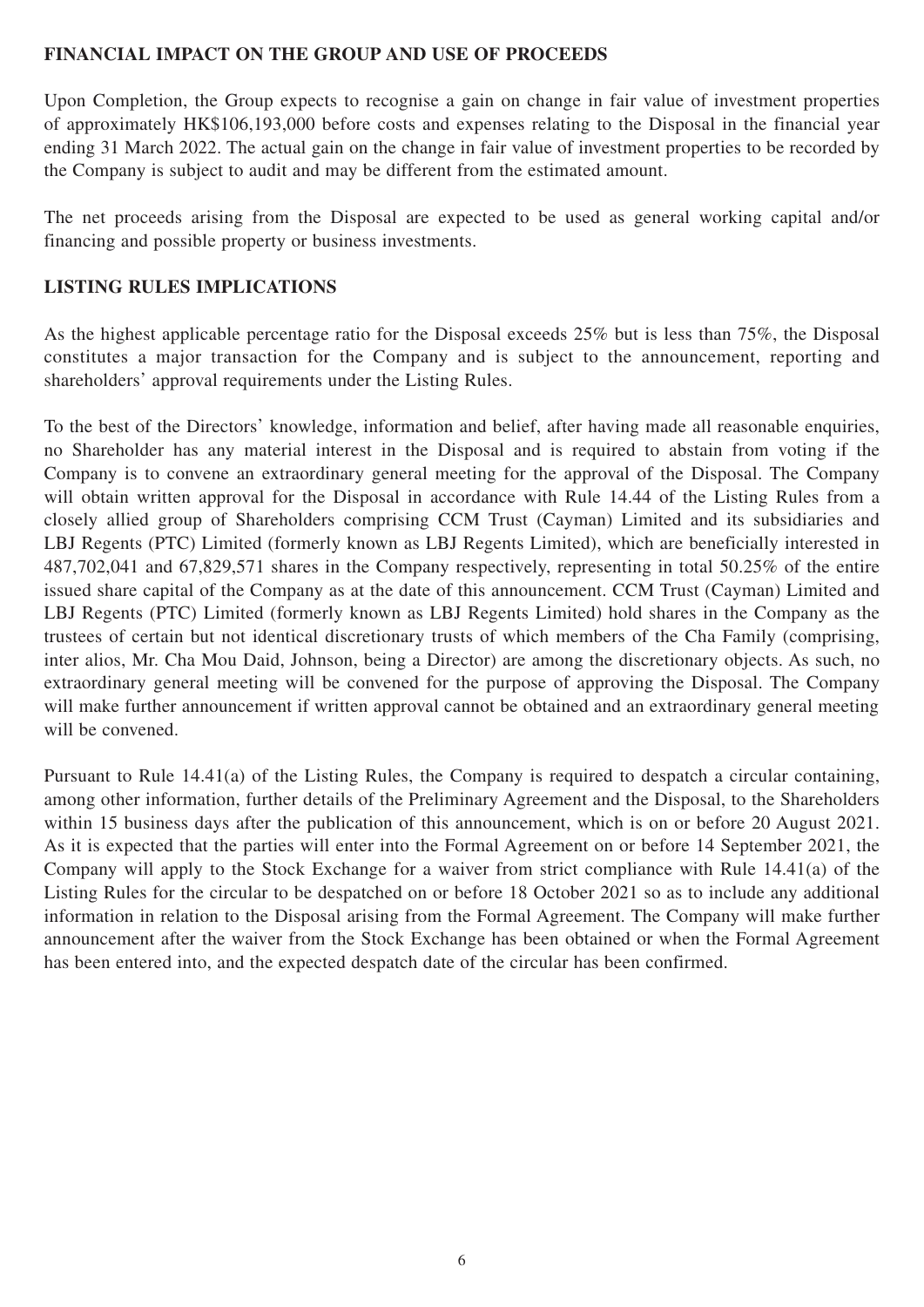## FINANCIAL IMPACT ON THE GROUP AND USE OF PROCEEDS

Upon Completion, the Group expects to recognise a gain on change in fair value of investment properties of approximately HK$106,193,000 before costs and expenses relating to the Disposal in the financial year ending 31 March 2022. The actual gain on the change in fair value of investment properties to be recorded by the Company is subject to audit and may be different from the estimated amount.

The net proceeds arising from the Disposal are expected to be used as general working capital and/or financing and possible property or business investments.

## LISTING RULES IMPLICATIONS

As the highest applicable percentage ratio for the Disposal exceeds 25% but is less than 75%, the Disposal constitutes a major transaction for the Company and is subject to the announcement, reporting and shareholders' approval requirements under the Listing Rules.

To the best of the Directors' knowledge, information and belief, after having made all reasonable enquiries, no Shareholder has any material interest in the Disposal and is required to abstain from voting if the Company is to convene an extraordinary general meeting for the approval of the Disposal. The Company will obtain written approval for the Disposal in accordance with Rule 14.44 of the Listing Rules from a closely allied group of Shareholders comprising CCM Trust (Cayman) Limited and its subsidiaries and LBJ Regents (PTC) Limited (formerly known as LBJ Regents Limited), which are beneficially interested in 487,702,041 and 67,829,571 shares in the Company respectively, representing in total 50.25% of the entire issued share capital of the Company as at the date of this announcement. CCM Trust (Cayman) Limited and LBJ Regents (PTC) Limited (formerly known as LBJ Regents Limited) hold shares in the Company as the trustees of certain but not identical discretionary trusts of which members of the Cha Family (comprising, inter alios, Mr. Cha Mou Daid, Johnson, being a Director) are among the discretionary objects. As such, no extraordinary general meeting will be convened for the purpose of approving the Disposal. The Company will make further announcement if written approval cannot be obtained and an extraordinary general meeting will be convened.

Pursuant to Rule 14.41(a) of the Listing Rules, the Company is required to despatch a circular containing, among other information, further details of the Preliminary Agreement and the Disposal, to the Shareholders within 15 business days after the publication of this announcement, which is on or before 20 August 2021. As it is expected that the parties will enter into the Formal Agreement on or before 14 September 2021, the Company will apply to the Stock Exchange for a waiver from strict compliance with Rule 14.41(a) of the Listing Rules for the circular to be despatched on or before 18 October 2021 so as to include any additional information in relation to the Disposal arising from the Formal Agreement. The Company will make further announcement after the waiver from the Stock Exchange has been obtained or when the Formal Agreement has been entered into, and the expected despatch date of the circular has been confirmed.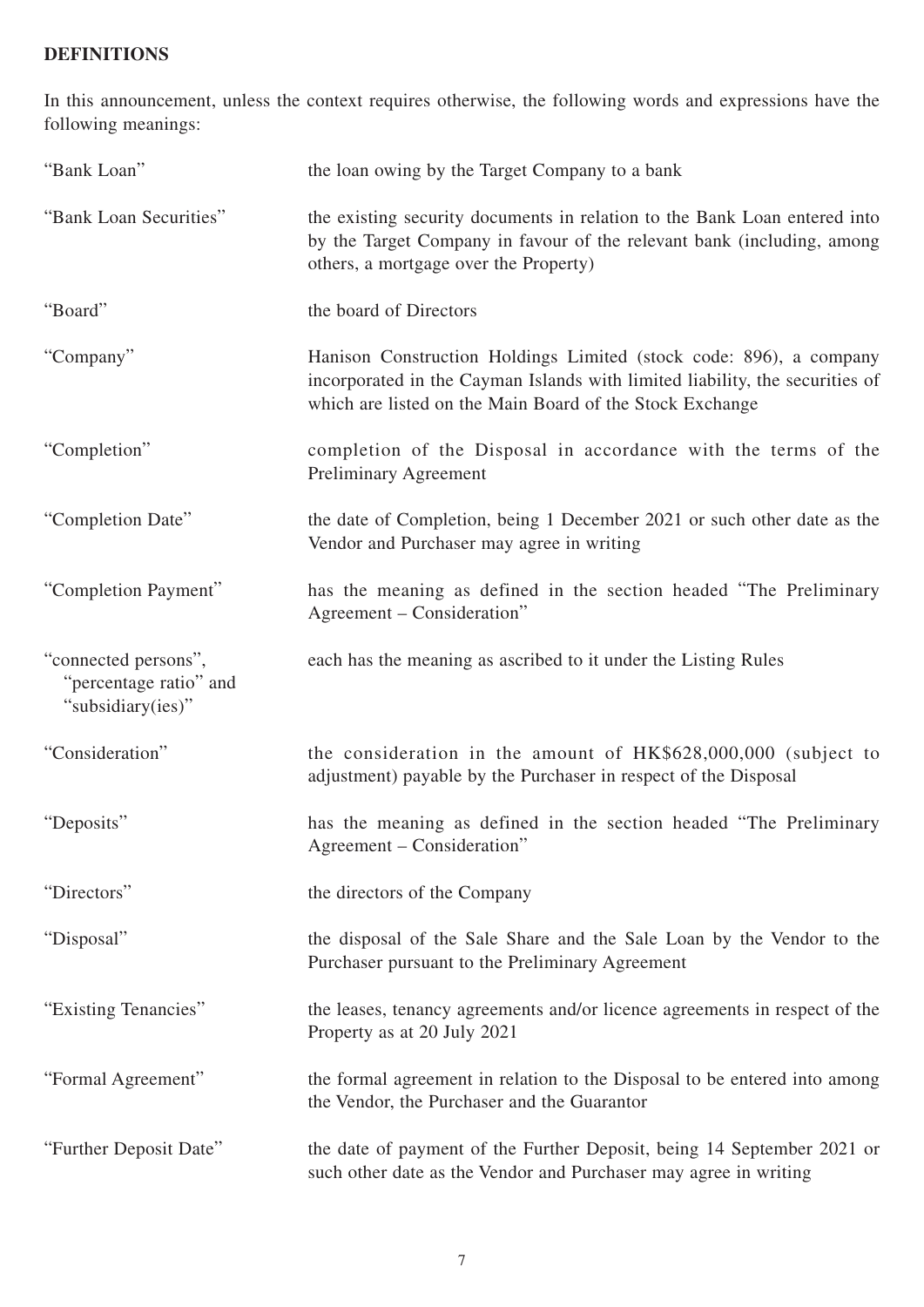## DEFINITIONS

In this announcement, unless the context requires otherwise, the following words and expressions have the following meanings:

| | |
|---|---|
| "Bank Loan" | the loan owing by the Target Company to a bank |
| "Bank Loan Securities" | the existing security documents in relation to the Bank Loan entered into by the Target Company in favour of the relevant bank (including, among others, a mortgage over the Property) |
| "Board" | the board of Directors |
| "Company" | Hanison Construction Holdings Limited (stock code: 896), a company incorporated in the Cayman Islands with limited liability, the securities of which are listed on the Main Board of the Stock Exchange |
| "Completion" | completion of the Disposal in accordance with the terms of the Preliminary Agreement |
| "Completion Date" | the date of Completion, being 1 December 2021 or such other date as the Vendor and Purchaser may agree in writing |
| "Completion Payment" | has the meaning as defined in the section headed "The Preliminary Agreement – Consideration" |
| "connected persons", "percentage ratio" and "subsidiary(ies)" | each has the meaning as ascribed to it under the Listing Rules |
| "Consideration" | the consideration in the amount of HK$628,000,000 (subject to adjustment) payable by the Purchaser in respect of the Disposal |
| "Deposits" | has the meaning as defined in the section headed "The Preliminary Agreement – Consideration" |
| "Directors" | the directors of the Company |
| "Disposal" | the disposal of the Sale Share and the Sale Loan by the Vendor to the Purchaser pursuant to the Preliminary Agreement |
| "Existing Tenancies" | the leases, tenancy agreements and/or licence agreements in respect of the Property as at 20 July 2021 |
| "Formal Agreement" | the formal agreement in relation to the Disposal to be entered into among the Vendor, the Purchaser and the Guarantor |
| "Further Deposit Date" | the date of payment of the Further Deposit, being 14 September 2021 or such other date as the Vendor and Purchaser may agree in writing |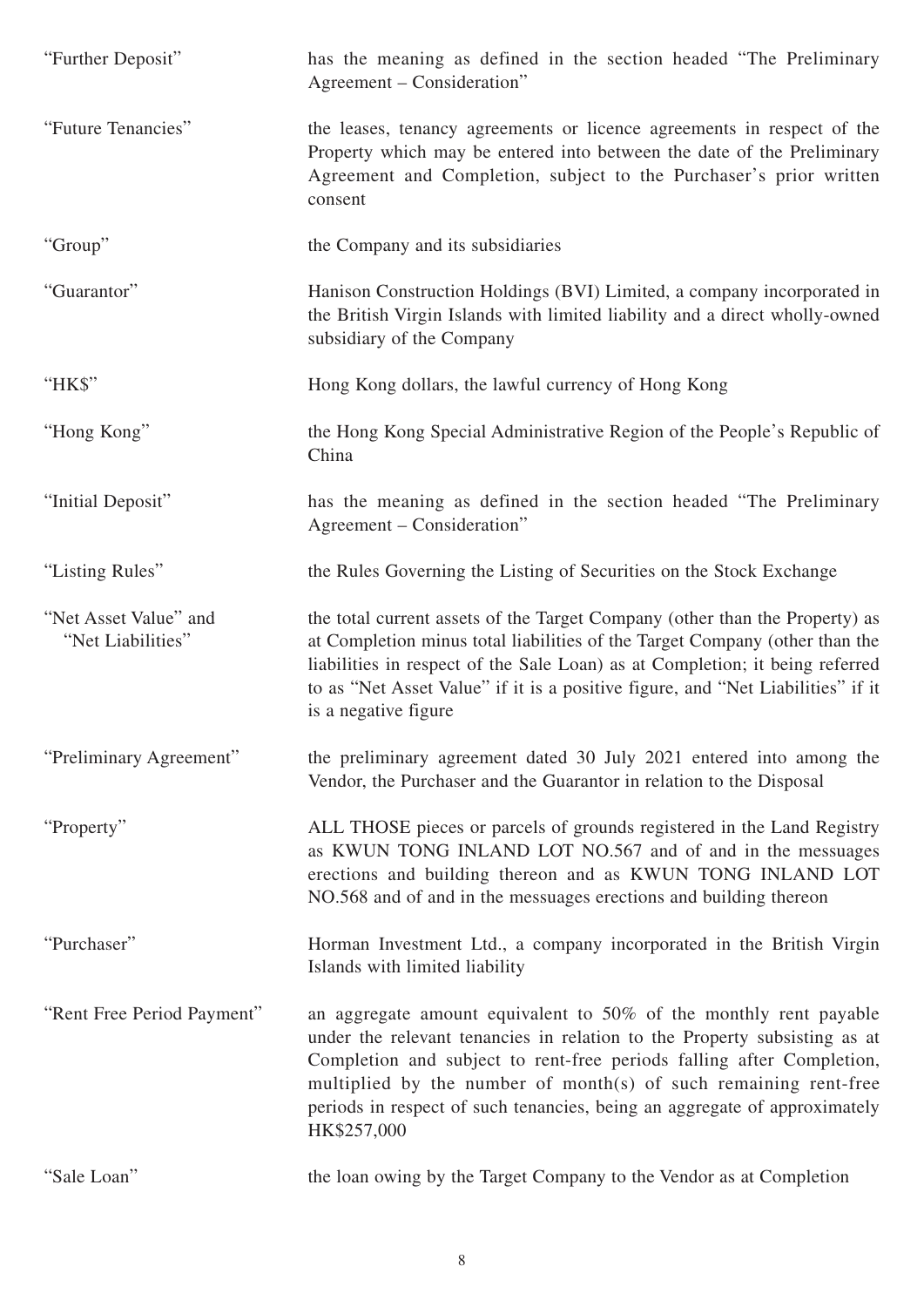| | |
|---|---|
| "Further Deposit" | has the meaning as defined in the section headed "The Preliminary Agreement – Consideration" |
| "Future Tenancies" | the leases, tenancy agreements or licence agreements in respect of the Property which may be entered into between the date of the Preliminary Agreement and Completion, subject to the Purchaser's prior written consent |
| "Group" | the Company and its subsidiaries |
| "Guarantor" | Hanison Construction Holdings (BVI) Limited, a company incorporated in the British Virgin Islands with limited liability and a direct wholly-owned subsidiary of the Company |
| "HK$" | Hong Kong dollars, the lawful currency of Hong Kong |
| "Hong Kong" | the Hong Kong Special Administrative Region of the People's Republic of China |
| "Initial Deposit" | has the meaning as defined in the section headed "The Preliminary Agreement – Consideration" |
| "Listing Rules" | the Rules Governing the Listing of Securities on the Stock Exchange |
| "Net Asset Value" and "Net Liabilities" | the total current assets of the Target Company (other than the Property) as at Completion minus total liabilities of the Target Company (other than the liabilities in respect of the Sale Loan) as at Completion; it being referred to as "Net Asset Value" if it is a positive figure, and "Net Liabilities" if it is a negative figure |
| "Preliminary Agreement" | the preliminary agreement dated 30 July 2021 entered into among the Vendor, the Purchaser and the Guarantor in relation to the Disposal |
| "Property" | ALL THOSE pieces or parcels of grounds registered in the Land Registry as KWUN TONG INLAND LOT NO.567 and of and in the messuages erections and building thereon and as KWUN TONG INLAND LOT NO.568 and of and in the messuages erections and building thereon |
| "Purchaser" | Horman Investment Ltd., a company incorporated in the British Virgin Islands with limited liability |
| "Rent Free Period Payment" | an aggregate amount equivalent to 50% of the monthly rent payable under the relevant tenancies in relation to the Property subsisting as at Completion and subject to rent-free periods falling after Completion, multiplied by the number of month(s) of such remaining rent-free periods in respect of such tenancies, being an aggregate of approximately HK$257,000 |
| "Sale Loan" | the loan owing by the Target Company to the Vendor as at Completion |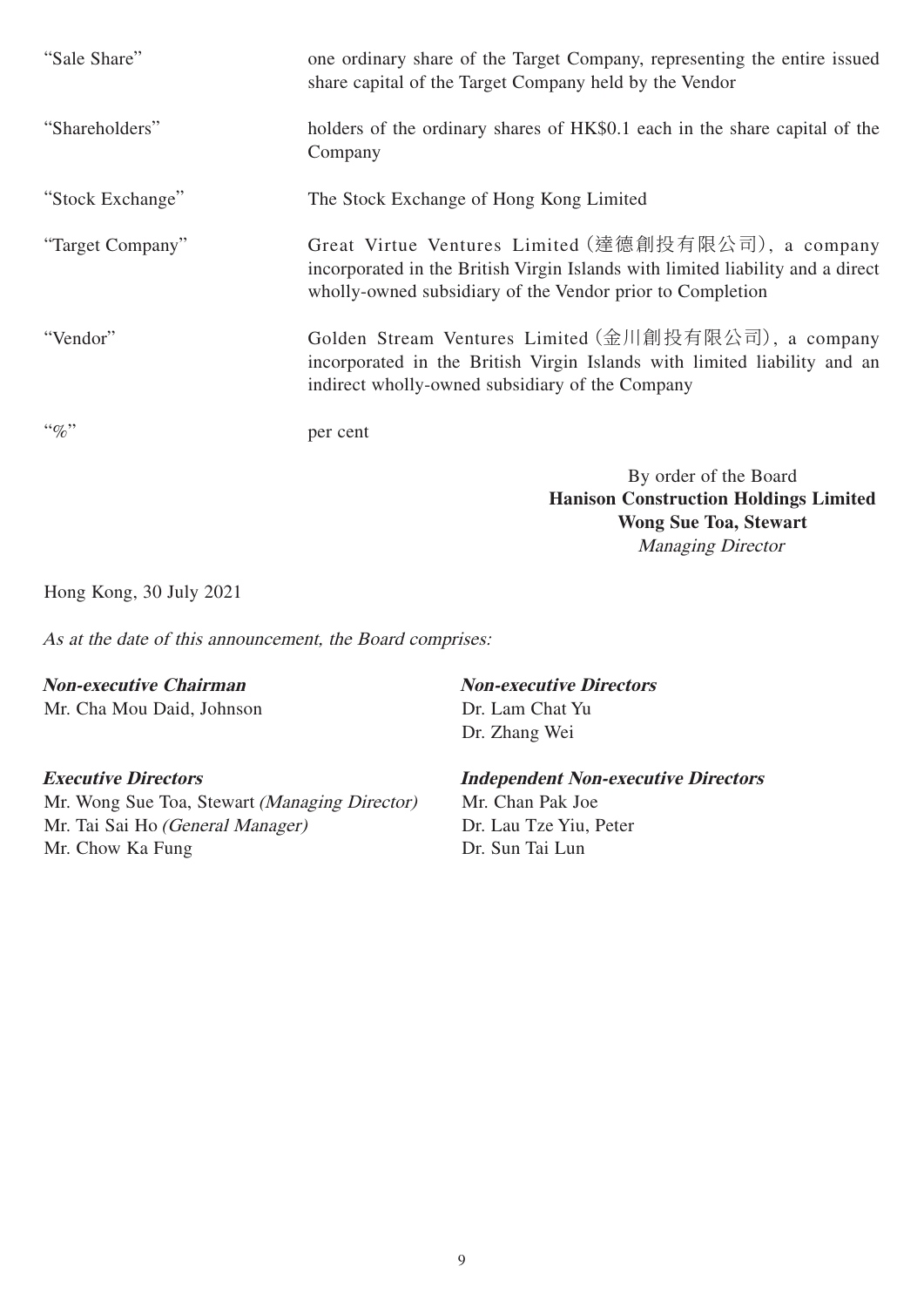| | |
|---|---|
| "Sale Share" | one ordinary share of the Target Company, representing the entire issued share capital of the Target Company held by the Vendor |
| "Shareholders" | holders of the ordinary shares of HK$0.1 each in the share capital of the Company |
| "Stock Exchange" | The Stock Exchange of Hong Kong Limited |
| "Target Company" | Great Virtue Ventures Limited (達德創投有限公司), a company incorporated in the British Virgin Islands with limited liability and a direct wholly-owned subsidiary of the Vendor prior to Completion |
| "Vendor" | Golden Stream Ventures Limited (金川創投有限公司), a company incorporated in the British Virgin Islands with limited liability and an indirect wholly-owned subsidiary of the Company |
| "%" | per cent |

By order of the Board
**Hanison Construction Holdings Limited**
**Wong Sue Toa, Stewart**
*Managing Director*

Hong Kong, 30 July 2021

*As at the date of this announcement, the Board comprises:*

***Non-executive Chairman***
Mr. Cha Mou Daid, Johnson

***Executive Directors***
Mr. Wong Sue Toa, Stewart *(Managing Director)*
Mr. Tai Sai Ho *(General Manager)*
Mr. Chow Ka Fung

***Non-executive Directors***
Dr. Lam Chat Yu
Dr. Zhang Wei

***Independent Non-executive Directors***
Mr. Chan Pak Joe
Dr. Lau Tze Yiu, Peter
Dr. Sun Tai Lun